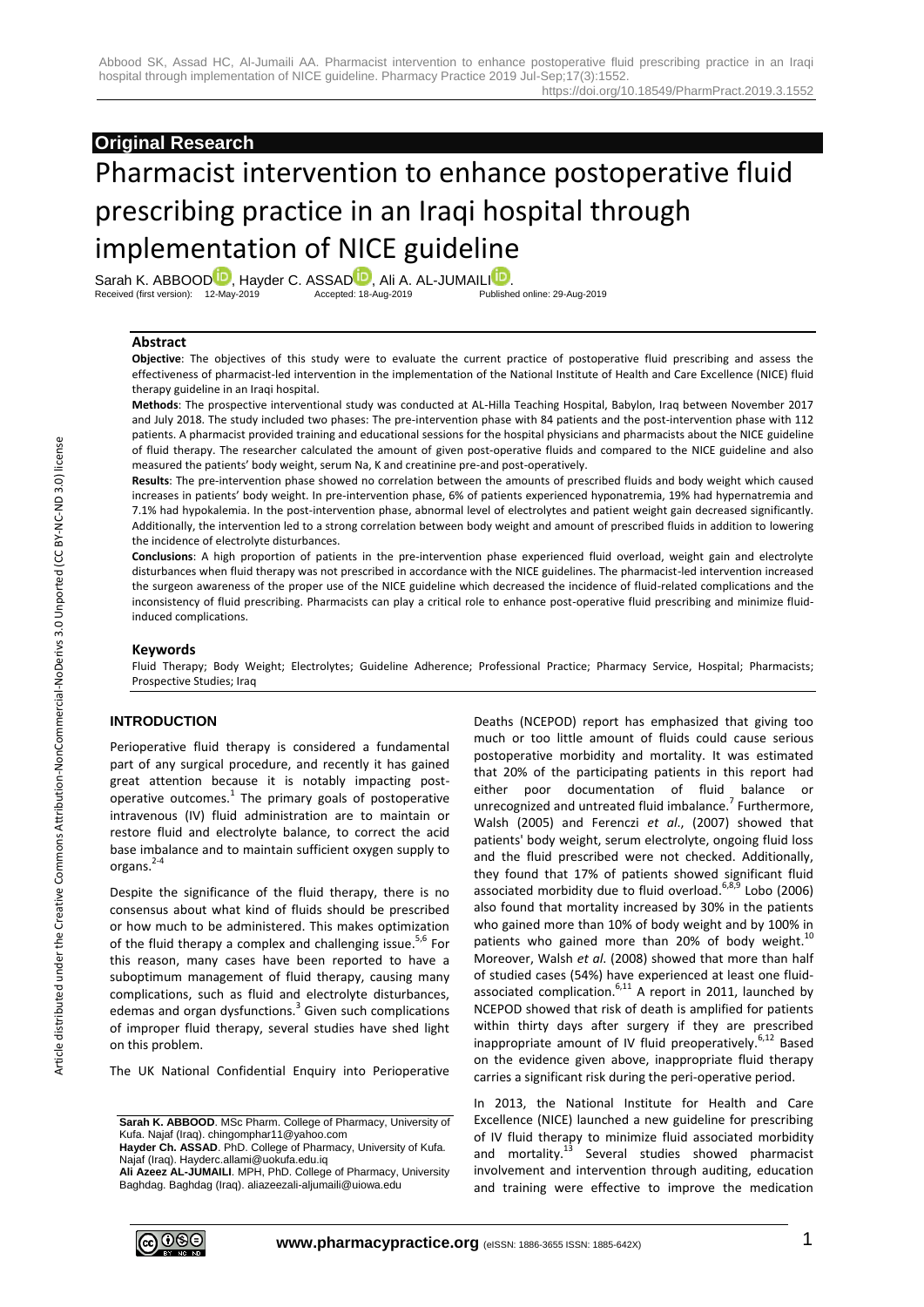**Original Research**

# Pharmacist intervention to enhance postoperative fluid prescribing practice in an Iraqi hospital through implementation of NICE guideline

Sarah K. ABBOOD, Hayder C. ASSAD, Ali A. AL-JUMAILI.

Received (first version): 12-May-2019 Accepted: 18-Aug-2019 Published online: 29-Aug-2019

### Abstract

**Objective**: The objectives of this study were to evaluate the current practice of postoperative fluid prescribing and assess the effectiveness of pharmacist-led intervention in the implementation of the National Institute of Health and Care Excellence (NICE) fluid therapy guideline in an Iraqi hospital.

**Methods**: The prospective interventional study was conducted at AL-Hilla Teaching Hospital, Babylon, Iraq between November 2017 and July 2018. The study included two phases: The pre-intervention phase with 84 patients and the post-intervention phase with 112 patients. A pharmacist provided training and educational sessions for the hospital physicians and pharmacists about the NICE guideline of fluid therapy. The researcher calculated the amount of given post-operative fluids and compared to the NICE guideline and also measured the patients' body weight, serum Na, K and creatinine pre-and post-operatively.

**Results**: The pre-intervention phase showed no correlation between the amounts of prescribed fluids and body weight which caused increases in patients' body weight. In pre-intervention phase, 6% of patients experienced hyponatremia, 19% had hypernatremia and 7.1% had hypokalemia. In the post-intervention phase, abnormal level of electrolytes and patient weight gain decreased significantly. Additionally, the intervention led to a strong correlation between body weight and amount of prescribed fluids in addition to lowering the incidence of electrolyte disturbances.

**Conclusions**: A high proportion of patients in the pre-intervention phase experienced fluid overload, weight gain and electrolyte disturbances when fluid therapy was not prescribed in accordance with the NICE guidelines. The pharmacist-led intervention increased the surgeon awareness of the proper use of the NICE guideline which decreased the incidence of fluid-related complications and the inconsistency of fluid prescribing. Pharmacists can play a critical role to enhance post-operative fluid prescribing and minimize fluid-induced complications.

### Keywords

Fluid Therapy; Body Weight; Electrolytes; Guideline Adherence; Professional Practice; Pharmacy Service, Hospital; Pharmacists; Prospective Studies; Iraq

## INTRODUCTION

Perioperative fluid therapy is considered a fundamental part of any surgical procedure, and recently it has gained great attention because it is notably impacting post-operative outcomes.[1] The primary goals of postoperative intravenous (IV) fluid administration are to maintain or restore fluid and electrolyte balance, to correct the acid base imbalance and to maintain sufficient oxygen supply to organs.[2-4]

Despite the significance of the fluid therapy, there is no consensus about what kind of fluids should be prescribed or how much to be administered. This makes optimization of the fluid therapy a complex and challenging issue.[5,6] For this reason, many cases have been reported to have a suboptimum management of fluid therapy, causing many complications, such as fluid and electrolyte disturbances, edemas and organ dysfunctions.[3] Given such complications of improper fluid therapy, several studies have shed light on this problem.

The UK National Confidential Enquiry into Perioperative Deaths (NCEPOD) report has emphasized that giving too much or too little amount of fluids could cause serious postoperative morbidity and mortality. It was estimated that 20% of the participating patients in this report had either poor documentation of fluid balance or unrecognized and untreated fluid imbalance.[7] Furthermore, Walsh (2005) and Ferenczi *et al*., (2007) showed that patients' body weight, serum electrolyte, ongoing fluid loss and the fluid prescribed were not checked. Additionally, they found that 17% of patients showed significant fluid associated morbidity due to fluid overload.[6,8,9] Lobo (2006) also found that mortality increased by 30% in the patients who gained more than 10% of body weight and by 100% in patients who gained more than 20% of body weight.[10] Moreover, Walsh *et al*. (2008) showed that more than half of studied cases (54%) have experienced at least one fluid-associated complication.[6,11] A report in 2011, launched by NCEPOD showed that risk of death is amplified for patients within thirty days after surgery if they are prescribed inappropriate amount of IV fluid preoperatively.[6,12] Based on the evidence given above, inappropriate fluid therapy carries a significant risk during the peri-operative period.

In 2013, the National Institute for Health and Care Excellence (NICE) launched a new guideline for prescribing of IV fluid therapy to minimize fluid associated morbidity and mortality.[13] Several studies showed pharmacist involvement and intervention through auditing, education and training were effective to improve the medication

**Sarah K. ABBOOD**. MSc Pharm. College of Pharmacy, University of Kufa. Najaf (Iraq). chingomphar11@yahoo.com
**Hayder Ch. ASSAD**. PhD. College of Pharmacy, University of Kufa. Najaf (Iraq). Hayderc.allami@uokufa.edu.iq
**Ali Azeez AL-JUMAILI**. MPH, PhD. College of Pharmacy, University Baghdag. Baghdag (Iraq). aliazeezali-aljumaili@uiowa.edu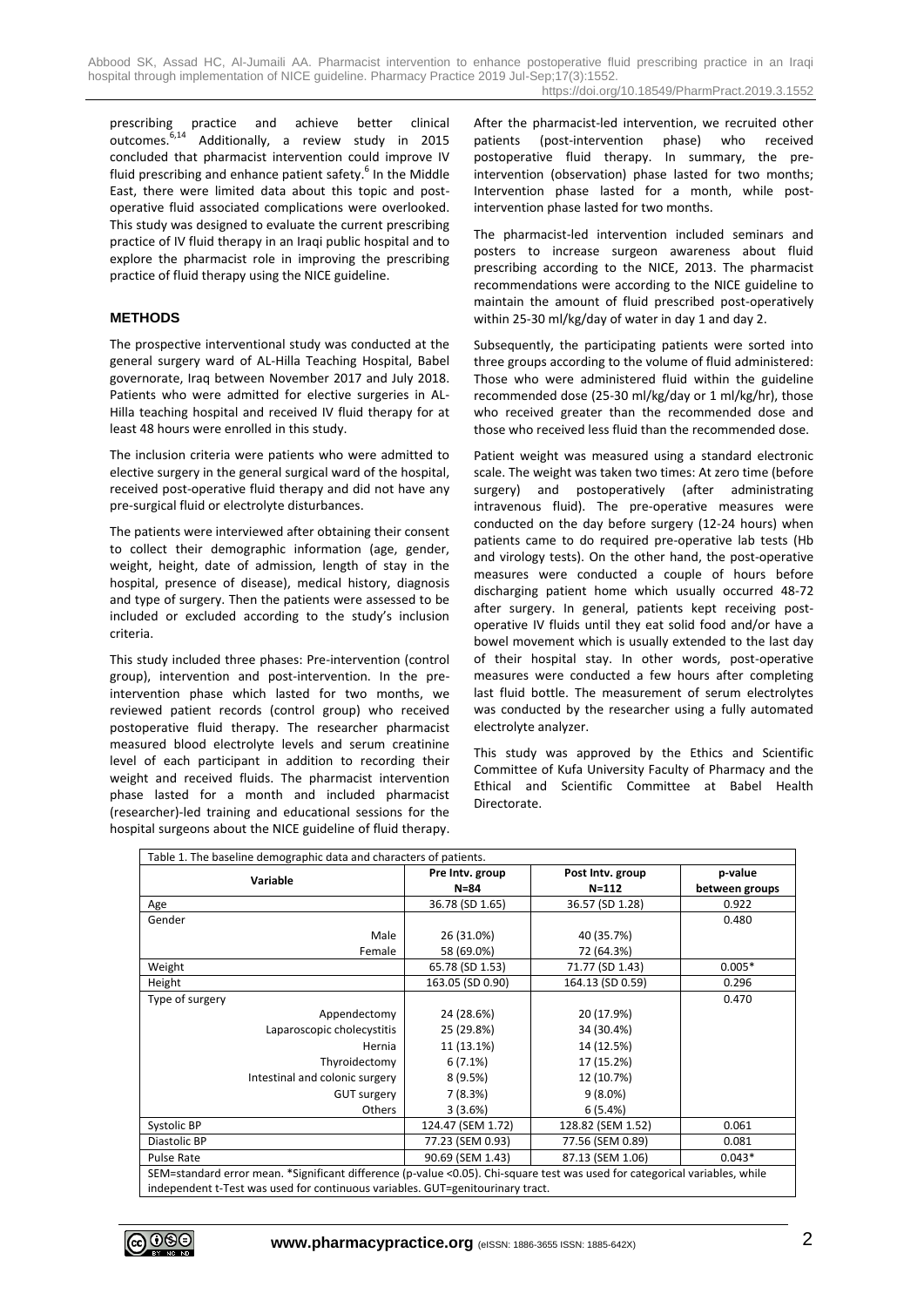prescribing practice and achieve better clinical outcomes.[6,14] Additionally, a review study in 2015 concluded that pharmacist intervention could improve IV fluid prescribing and enhance patient safety.[6] In the Middle East, there were limited data about this topic and post-operative fluid associated complications were overlooked. This study was designed to evaluate the current prescribing practice of IV fluid therapy in an Iraqi public hospital and to explore the pharmacist role in improving the prescribing practice of fluid therapy using the NICE guideline.

## METHODS

The prospective interventional study was conducted at the general surgery ward of AL-Hilla Teaching Hospital, Babel governorate, Iraq between November 2017 and July 2018. Patients who were admitted for elective surgeries in AL-Hilla teaching hospital and received IV fluid therapy for at least 48 hours were enrolled in this study.

The inclusion criteria were patients who were admitted to elective surgery in the general surgical ward of the hospital, received post-operative fluid therapy and did not have any pre-surgical fluid or electrolyte disturbances.

The patients were interviewed after obtaining their consent to collect their demographic information (age, gender, weight, height, date of admission, length of stay in the hospital, presence of disease), medical history, diagnosis and type of surgery. Then the patients were assessed to be included or excluded according to the study's inclusion criteria.

This study included three phases: Pre-intervention (control group), intervention and post-intervention. In the pre-intervention phase which lasted for two months, we reviewed patient records (control group) who received postoperative fluid therapy. The researcher pharmacist measured blood electrolyte levels and serum creatinine level of each participant in addition to recording their weight and received fluids. The pharmacist intervention phase lasted for a month and included pharmacist (researcher)-led training and educational sessions for the hospital surgeons about the NICE guideline of fluid therapy. After the pharmacist-led intervention, we recruited other patients (post-intervention phase) who received postoperative fluid therapy. In summary, the pre-intervention (observation) phase lasted for two months; Intervention phase lasted for a month, while post-intervention phase lasted for two months.

The pharmacist-led intervention included seminars and posters to increase surgeon awareness about fluid prescribing according to the NICE, 2013. The pharmacist recommendations were according to the NICE guideline to maintain the amount of fluid prescribed post-operatively within 25-30 ml/kg/day of water in day 1 and day 2.

Subsequently, the participating patients were sorted into three groups according to the volume of fluid administered: Those who were administered fluid within the guideline recommended dose (25-30 ml/kg/day or 1 ml/kg/hr), those who received greater than the recommended dose and those who received less fluid than the recommended dose.

Patient weight was measured using a standard electronic scale. The weight was taken two times: At zero time (before surgery) and postoperatively (after administrating intravenous fluid). The pre-operative measures were conducted on the day before surgery (12-24 hours) when patients came to do required pre-operative lab tests (Hb and virology tests). On the other hand, the post-operative measures were conducted a couple of hours before discharging patient home which usually occurred 48-72 after surgery. In general, patients kept receiving post-operative IV fluids until they eat solid food and/or have a bowel movement which is usually extended to the last day of their hospital stay. In other words, post-operative measures were conducted a few hours after completing last fluid bottle. The measurement of serum electrolytes was conducted by the researcher using a fully automated electrolyte analyzer.

This study was approved by the Ethics and Scientific Committee of Kufa University Faculty of Pharmacy and the Ethical and Scientific Committee at Babel Health Directorate.

Table 1. The baseline demographic data and characters of patients.

| Variable | Pre Intv. group N=84 | Post Intv. group N=112 | p-value between groups |
|---|---|---|---|
| Age | 36.78 (SD 1.65) | 36.57 (SD 1.28) | 0.922 |
| Gender | | | 0.480 |
| Male | 26 (31.0%) | 40 (35.7%) | |
| Female | 58 (69.0%) | 72 (64.3%) | |
| Weight | 65.78 (SD 1.53) | 71.77 (SD 1.43) | 0.005* |
| Height | 163.05 (SD 0.90) | 164.13 (SD 0.59) | 0.296 |
| Type of surgery | | | 0.470 |
| Appendectomy | 24 (28.6%) | 20 (17.9%) | |
| Laparoscopic cholecystitis | 25 (29.8%) | 34 (30.4%) | |
| Hernia | 11 (13.1%) | 14 (12.5%) | |
| Thyroidectomy | 6 (7.1%) | 17 (15.2%) | |
| Intestinal and colonic surgery | 8 (9.5%) | 12 (10.7%) | |
| GUT surgery | 7 (8.3%) | 9 (8.0%) | |
| Others | 3 (3.6%) | 6 (5.4%) | |
| Systolic BP | 124.47 (SEM 1.72) | 128.82 (SEM 1.52) | 0.061 |
| Diastolic BP | 77.23 (SEM 0.93) | 77.56 (SEM 0.89) | 0.081 |
| Pulse Rate | 90.69 (SEM 1.43) | 87.13 (SEM 1.06) | 0.043* |

SEM=standard error mean. *Significant difference (p-value <0.05). Chi-square test was used for categorical variables, while independent t-Test was used for continuous variables. GUT=genitourinary tract.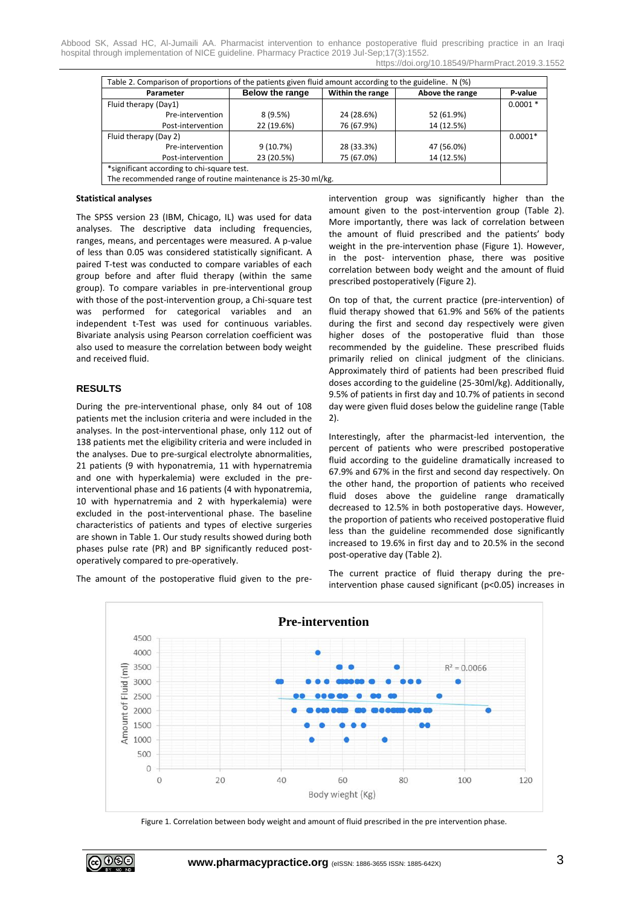Table 2. Comparison of proportions of the patients given fluid amount according to the guideline. N (%)

| Parameter | Below the range | Within the range | Above the range | P-value |
|---|---|---|---|---|
| Fluid therapy (Day1) | | | | 0.0001 * |
| Pre-intervention | 8 (9.5%) | 24 (28.6%) | 52 (61.9%) | |
| Post-intervention | 22 (19.6%) | 76 (67.9%) | 14 (12.5%) | |
| Fluid therapy (Day 2) | | | | 0.0001* |
| Pre-intervention | 9 (10.7%) | 28 (33.3%) | 47 (56.0%) | |
| Post-intervention | 23 (20.5%) | 75 (67.0%) | 14 (12.5%) | |

*significant according to chi-square test.
The recommended range of routine maintenance is 25-30 ml/kg.

**Statistical analyses**

The SPSS version 23 (IBM, Chicago, IL) was used for data analyses. The descriptive data including frequencies, ranges, means, and percentages were measured. A p-value of less than 0.05 was considered statistically significant. A paired T-test was conducted to compare variables of each group before and after fluid therapy (within the same group). To compare variables in pre-interventional group with those of the post-intervention group, a Chi-square test was performed for categorical variables and an independent t-Test was used for continuous variables. Bivariate analysis using Pearson correlation coefficient was also used to measure the correlation between body weight and received fluid.

## RESULTS

During the pre-interventional phase, only 84 out of 108 patients met the inclusion criteria and were included in the analyses. In the post-interventional phase, only 112 out of 138 patients met the eligibility criteria and were included in the analyses. Due to pre-surgical electrolyte abnormalities, 21 patients (9 with hyponatremia, 11 with hypernatremia and one with hyperkalemia) were excluded in the pre-interventional phase and 16 patients (4 with hyponatremia, 10 with hypernatremia and 2 with hyperkalemia) were excluded in the post-interventional phase. The baseline characteristics of patients and types of elective surgeries are shown in Table 1. Our study results showed during both phases pulse rate (PR) and BP significantly reduced post-operatively compared to pre-operatively.

The amount of the postoperative fluid given to the pre-intervention group was significantly higher than the amount given to the post-intervention group (Table 2). More importantly, there was lack of correlation between the amount of fluid prescribed and the patients' body weight in the pre-intervention phase (Figure 1). However, in the post- intervention phase, there was positive correlation between body weight and the amount of fluid prescribed postoperatively (Figure 2).

On top of that, the current practice (pre-intervention) of fluid therapy showed that 61.9% and 56% of the patients during the first and second day respectively were given higher doses of the postoperative fluid than those recommended by the guideline. These prescribed fluids primarily relied on clinical judgment of the clinicians. Approximately third of patients had been prescribed fluid doses according to the guideline (25-30ml/kg). Additionally, 9.5% of patients in first day and 10.7% of patients in second day were given fluid doses below the guideline range (Table 2).

Interestingly, after the pharmacist-led intervention, the percent of patients who were prescribed postoperative fluid according to the guideline dramatically increased to 67.9% and 67% in the first and second day respectively. On the other hand, the proportion of patients who received fluid doses above the guideline range dramatically decreased to 12.5% in both postoperative days. However, the proportion of patients who received postoperative fluid less than the guideline recommended dose significantly increased to 19.6% in first day and to 20.5% in the second post-operative day (Table 2).

The current practice of fluid therapy during the pre-intervention phase caused significant ($p<0.05$) increases in

Figure 1. Correlation between body weight and amount of fluid prescribed in the pre intervention phase.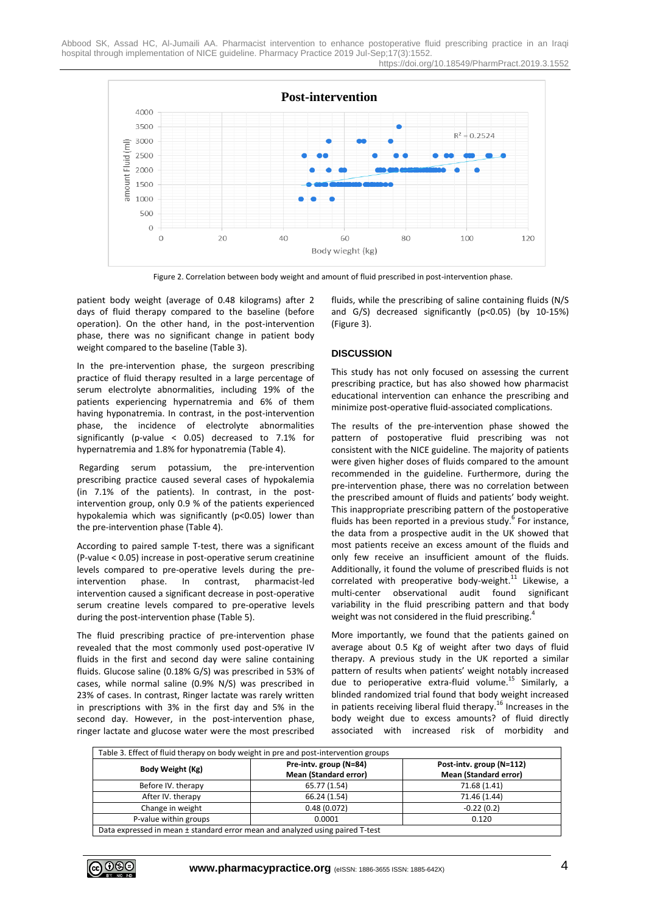Figure 2. Correlation between body weight and amount of fluid prescribed in post-intervention phase.

patient body weight (average of 0.48 kilograms) after 2 days of fluid therapy compared to the baseline (before operation). On the other hand, in the post-intervention phase, there was no significant change in patient body weight compared to the baseline (Table 3).

In the pre-intervention phase, the surgeon prescribing practice of fluid therapy resulted in a large percentage of serum electrolyte abnormalities, including 19% of the patients experiencing hypernatremia and 6% of them having hyponatremia. In contrast, in the post-intervention phase, the incidence of electrolyte abnormalities significantly (p-value < 0.05) decreased to 7.1% for hypernatremia and 1.8% for hyponatremia (Table 4).

Regarding serum potassium, the pre-intervention prescribing practice caused several cases of hypokalemia (in 7.1% of the patients). In contrast, in the post-intervention group, only 0.9 % of the patients experienced hypokalemia which was significantly (p<0.05) lower than the pre-intervention phase (Table 4).

According to paired sample T-test, there was a significant (P-value < 0.05) increase in post-operative serum creatinine levels compared to pre-operative levels during the pre-intervention phase. In contrast, pharmacist-led intervention caused a significant decrease in post-operative serum creatine levels compared to pre-operative levels during the post-intervention phase (Table 5).

The fluid prescribing practice of pre-intervention phase revealed that the most commonly used post-operative IV fluids in the first and second day were saline containing fluids. Glucose saline (0.18% G/S) was prescribed in 53% of cases, while normal saline (0.9% N/S) was prescribed in 23% of cases. In contrast, Ringer lactate was rarely written in prescriptions with 3% in the first day and 5% in the second day. However, in the post-intervention phase, ringer lactate and glucose water were the most prescribed fluids, while the prescribing of saline containing fluids (N/S and G/S) decreased significantly (p<0.05) (by 10-15%) (Figure 3).

## DISCUSSION

This study has not only focused on assessing the current prescribing practice, but has also showed how pharmacist educational intervention can enhance the prescribing and minimize post-operative fluid-associated complications.

The results of the pre-intervention phase showed the pattern of postoperative fluid prescribing was not consistent with the NICE guideline. The majority of patients were given higher doses of fluids compared to the amount recommended in the guideline. Furthermore, during the pre-intervention phase, there was no correlation between the prescribed amount of fluids and patients' body weight. This inappropriate prescribing pattern of the postoperative fluids has been reported in a previous study.[6] For instance, the data from a prospective audit in the UK showed that most patients receive an excess amount of the fluids and only few receive an insufficient amount of the fluids. Additionally, it found the volume of prescribed fluids is not correlated with preoperative body-weight.[11] Likewise, a multi-center observational audit found significant variability in the fluid prescribing pattern and that body weight was not considered in the fluid prescribing.[4]

More importantly, we found that the patients gained on average about 0.5 Kg of weight after two days of fluid therapy. A previous study in the UK reported a similar pattern of results when patients' weight notably increased due to perioperative extra-fluid volume.[15] Similarly, a blinded randomized trial found that body weight increased in patients receiving liberal fluid therapy.[16] Increases in the body weight due to excess amounts? of fluid directly associated with increased risk of morbidity and

Table 3. Effect of fluid therapy on body weight in pre and post-intervention groups

| Body Weight (Kg) | Pre-intv. group (N=84) Mean (Standard error) | Post-intv. group (N=112) Mean (Standard error) |
|---|---|---|
| Before IV. therapy | 65.77 (1.54) | 71.68 (1.41) |
| After IV. therapy | 66.24 (1.54) | 71.46 (1.44) |
| Change in weight | 0.48 (0.072) | -0.22 (0.2) |
| P-value within groups | 0.0001 | 0.120 |

Data expressed in mean ± standard error mean and analyzed using paired T-test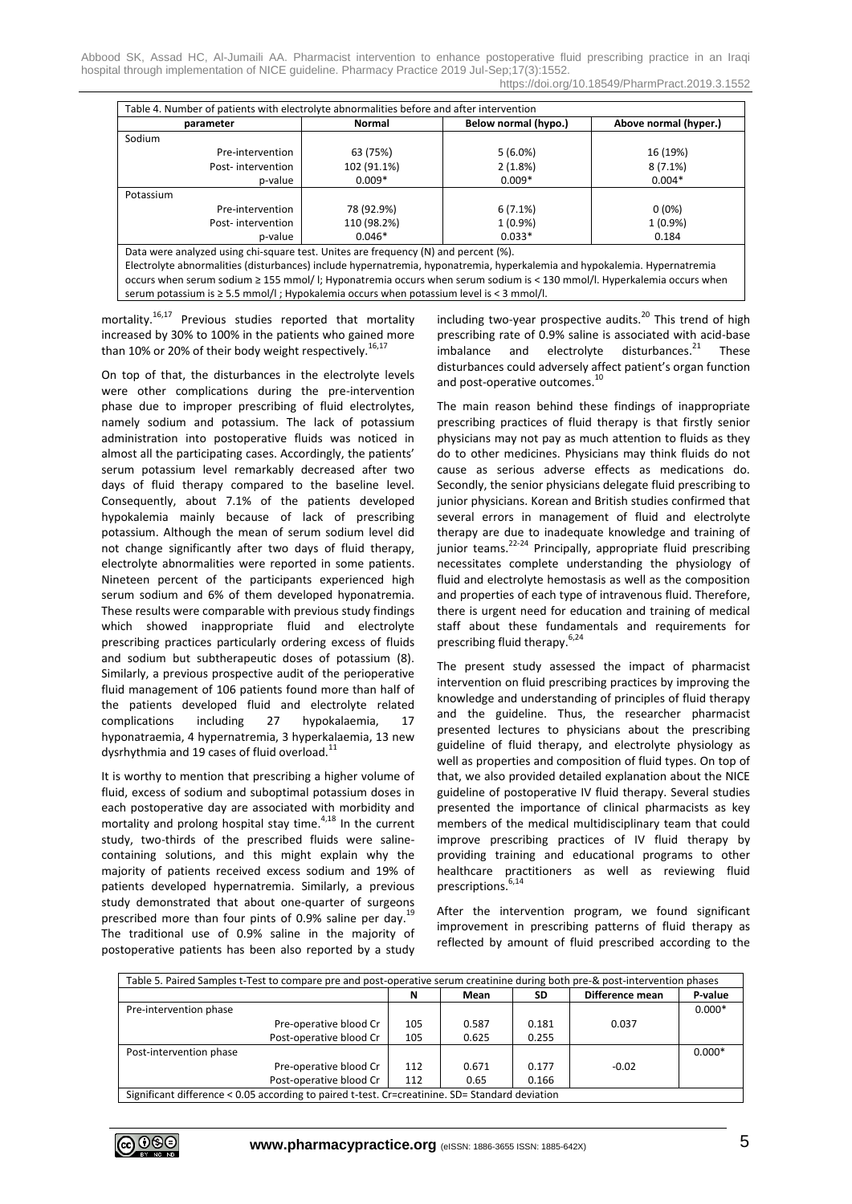| Table 4. Number of patients with electrolyte abnormalities before and after intervention | | | |
|---|---|---|---|
| parameter | Normal | Below normal (hypo.) | Above normal (hyper.) |
| Sodium | | | |
| Pre-intervention | 63 (75%) | 5 (6.0%) | 16 (19%) |
| Post- intervention | 102 (91.1%) | 2 (1.8%) | 8 (7.1%) |
| p-value | 0.009* | 0.009* | 0.004* |
| Potassium | | | |
| Pre-intervention | 78 (92.9%) | 6 (7.1%) | 0 (0%) |
| Post- intervention | 110 (98.2%) | 1 (0.9%) | 1 (0.9%) |
| p-value | 0.046* | 0.033* | 0.184 |

Data were analyzed using chi-square test. Unites are frequency (N) and percent (%).
Electrolyte abnormalities (disturbances) include hypernatremia, hyponatremia, hyperkalemia and hypokalemia. Hypernatremia occurs when serum sodium ≥ 155 mmol/ l; Hyponatremia occurs when serum sodium is < 130 mmol/l. Hyperkalemia occurs when serum potassium is ≥ 5.5 mmol/l ; Hypokalemia occurs when potassium level is < 3 mmol/l.

mortality.[16,17] Previous studies reported that mortality increased by 30% to 100% in the patients who gained more than 10% or 20% of their body weight respectively.[16,17]

On top of that, the disturbances in the electrolyte levels were other complications during the pre-intervention phase due to improper prescribing of fluid electrolytes, namely sodium and potassium. The lack of potassium administration into postoperative fluids was noticed in almost all the participating cases. Accordingly, the patients' serum potassium level remarkably decreased after two days of fluid therapy compared to the baseline level. Consequently, about 7.1% of the patients developed hypokalemia mainly because of lack of prescribing potassium. Although the mean of serum sodium level did not change significantly after two days of fluid therapy, electrolyte abnormalities were reported in some patients. Nineteen percent of the participants experienced high serum sodium and 6% of them developed hyponatremia. These results were comparable with previous study findings which showed inappropriate fluid and electrolyte prescribing practices particularly ordering excess of fluids and sodium but subtherapeutic doses of potassium (8). Similarly, a previous prospective audit of the perioperative fluid management of 106 patients found more than half of the patients developed fluid and electrolyte related complications including 27 hypokalaemia, 17 hyponatraemia, 4 hypernatremia, 3 hyperkalaemia, 13 new dysrhythmia and 19 cases of fluid overload.[11]

It is worthy to mention that prescribing a higher volume of fluid, excess of sodium and suboptimal potassium doses in each postoperative day are associated with morbidity and mortality and prolong hospital stay time.[4,18] In the current study, two-thirds of the prescribed fluids were saline-containing solutions, and this might explain why the majority of patients received excess sodium and 19% of patients developed hypernatremia. Similarly, a previous study demonstrated that about one-quarter of surgeons prescribed more than four pints of 0.9% saline per day.[19] The traditional use of 0.9% saline in the majority of postoperative patients has been also reported by a study including two-year prospective audits.[20] This trend of high prescribing rate of 0.9% saline is associated with acid-base imbalance and electrolyte disturbances.[21] These disturbances could adversely affect patient's organ function and post-operative outcomes.[10]

The main reason behind these findings of inappropriate prescribing practices of fluid therapy is that firstly senior physicians may not pay as much attention to fluids as they do to other medicines. Physicians may think fluids do not cause as serious adverse effects as medications do. Secondly, the senior physicians delegate fluid prescribing to junior physicians. Korean and British studies confirmed that several errors in management of fluid and electrolyte therapy are due to inadequate knowledge and training of junior teams.[22-24] Principally, appropriate fluid prescribing necessitates complete understanding the physiology of fluid and electrolyte hemostasis as well as the composition and properties of each type of intravenous fluid. Therefore, there is urgent need for education and training of medical staff about these fundamentals and requirements for prescribing fluid therapy.[6,24]

The present study assessed the impact of pharmacist intervention on fluid prescribing practices by improving the knowledge and understanding of principles of fluid therapy and the guideline. Thus, the researcher pharmacist presented lectures to physicians about the prescribing guideline of fluid therapy, and electrolyte physiology as well as properties and composition of fluid types. On top of that, we also provided detailed explanation about the NICE guideline of postoperative IV fluid therapy. Several studies presented the importance of clinical pharmacists as key members of the medical multidisciplinary team that could improve prescribing practices of IV fluid therapy by providing training and educational programs to other healthcare practitioners as well as reviewing fluid prescriptions.[6,14]

After the intervention program, we found significant improvement in prescribing patterns of fluid therapy as reflected by amount of fluid prescribed according to the

| Table 5. Paired Samples t-Test to compare pre and post-operative serum creatinine during both pre-& post-intervention phases | | | | | |
|---|---|---|---|---|---|
| | N | Mean | SD | Difference mean | P-value |
| Pre-intervention phase | | | | | 0.000* |
| Pre-operative blood Cr | 105 | 0.587 | 0.181 | 0.037 | |
| Post-operative blood Cr | 105 | 0.625 | 0.255 | | |
| Post-intervention phase | | | | | 0.000* |
| Pre-operative blood Cr | 112 | 0.671 | 0.177 | -0.02 | |
| Post-operative blood Cr | 112 | 0.65 | 0.166 | | |

Significant difference < 0.05 according to paired t-test. Cr=creatinine. SD= Standard deviation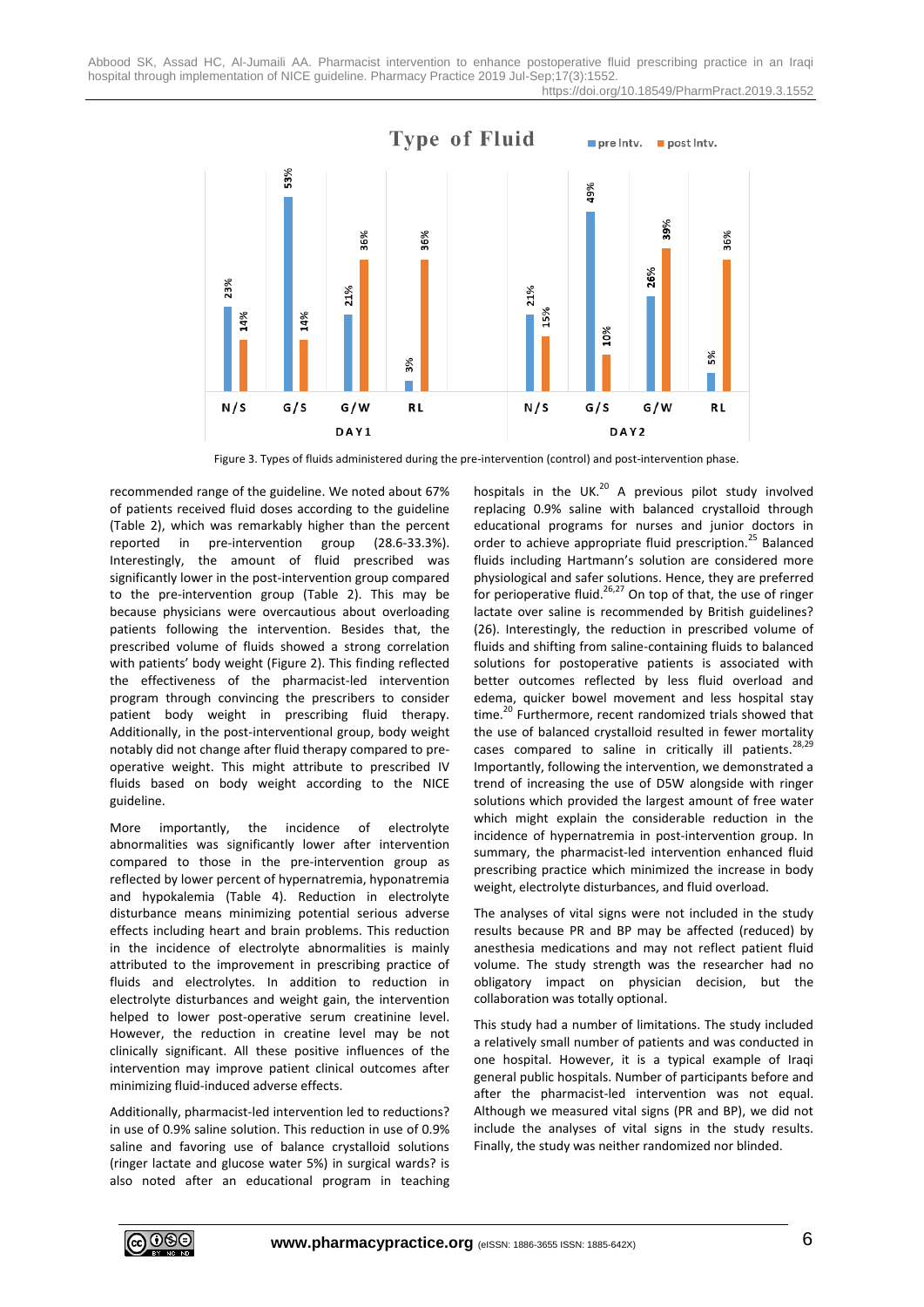Figure 3. Types of fluids administered during the pre-intervention (control) and post-intervention phase.

recommended range of the guideline. We noted about 67% of patients received fluid doses according to the guideline (Table 2), which was remarkably higher than the percent reported in pre-intervention group (28.6-33.3%). Interestingly, the amount of fluid prescribed was significantly lower in the post-intervention group compared to the pre-intervention group (Table 2). This may be because physicians were overcautious about overloading patients following the intervention. Besides that, the prescribed volume of fluids showed a strong correlation with patients' body weight (Figure 2). This finding reflected the effectiveness of the pharmacist-led intervention program through convincing the prescribers to consider patient body weight in prescribing fluid therapy. Additionally, in the post-interventional group, body weight notably did not change after fluid therapy compared to pre-operative weight. This might attribute to prescribed IV fluids based on body weight according to the NICE guideline.

More importantly, the incidence of electrolyte abnormalities was significantly lower after intervention compared to those in the pre-intervention group as reflected by lower percent of hypernatremia, hyponatremia and hypokalemia (Table 4). Reduction in electrolyte disturbance means minimizing potential serious adverse effects including heart and brain problems. This reduction in the incidence of electrolyte abnormalities is mainly attributed to the improvement in prescribing practice of fluids and electrolytes. In addition to reduction in electrolyte disturbances and weight gain, the intervention helped to lower post-operative serum creatinine level. However, the reduction in creatine level may be not clinically significant. All these positive influences of the intervention may improve patient clinical outcomes after minimizing fluid-induced adverse effects.

Additionally, pharmacist-led intervention led to reductions? in use of 0.9% saline solution. This reduction in use of 0.9% saline and favoring use of balance crystalloid solutions (ringer lactate and glucose water 5%) in surgical wards? is also noted after an educational program in teaching hospitals in the UK.[20] A previous pilot study involved replacing 0.9% saline with balanced crystalloid through educational programs for nurses and junior doctors in order to achieve appropriate fluid prescription.[25] Balanced fluids including Hartmann's solution are considered more physiological and safer solutions. Hence, they are preferred for perioperative fluid.[26,27] On top of that, the use of ringer lactate over saline is recommended by British guidelines? (26). Interestingly, the reduction in prescribed volume of fluids and shifting from saline-containing fluids to balanced solutions for postoperative patients is associated with better outcomes reflected by less fluid overload and edema, quicker bowel movement and less hospital stay time.[20] Furthermore, recent randomized trials showed that the use of balanced crystalloid resulted in fewer mortality cases compared to saline in critically ill patients.[28,29] Importantly, following the intervention, we demonstrated a trend of increasing the use of D5W alongside with ringer solutions which provided the largest amount of free water which might explain the considerable reduction in the incidence of hypernatremia in post-intervention group. In summary, the pharmacist-led intervention enhanced fluid prescribing practice which minimized the increase in body weight, electrolyte disturbances, and fluid overload.

The analyses of vital signs were not included in the study results because PR and BP may be affected (reduced) by anesthesia medications and may not reflect patient fluid volume. The study strength was the researcher had no obligatory impact on physician decision, but the collaboration was totally optional.

This study had a number of limitations. The study included a relatively small number of patients and was conducted in one hospital. However, it is a typical example of Iraqi general public hospitals. Number of participants before and after the pharmacist-led intervention was not equal. Although we measured vital signs (PR and BP), we did not include the analyses of vital signs in the study results. Finally, the study was neither randomized nor blinded.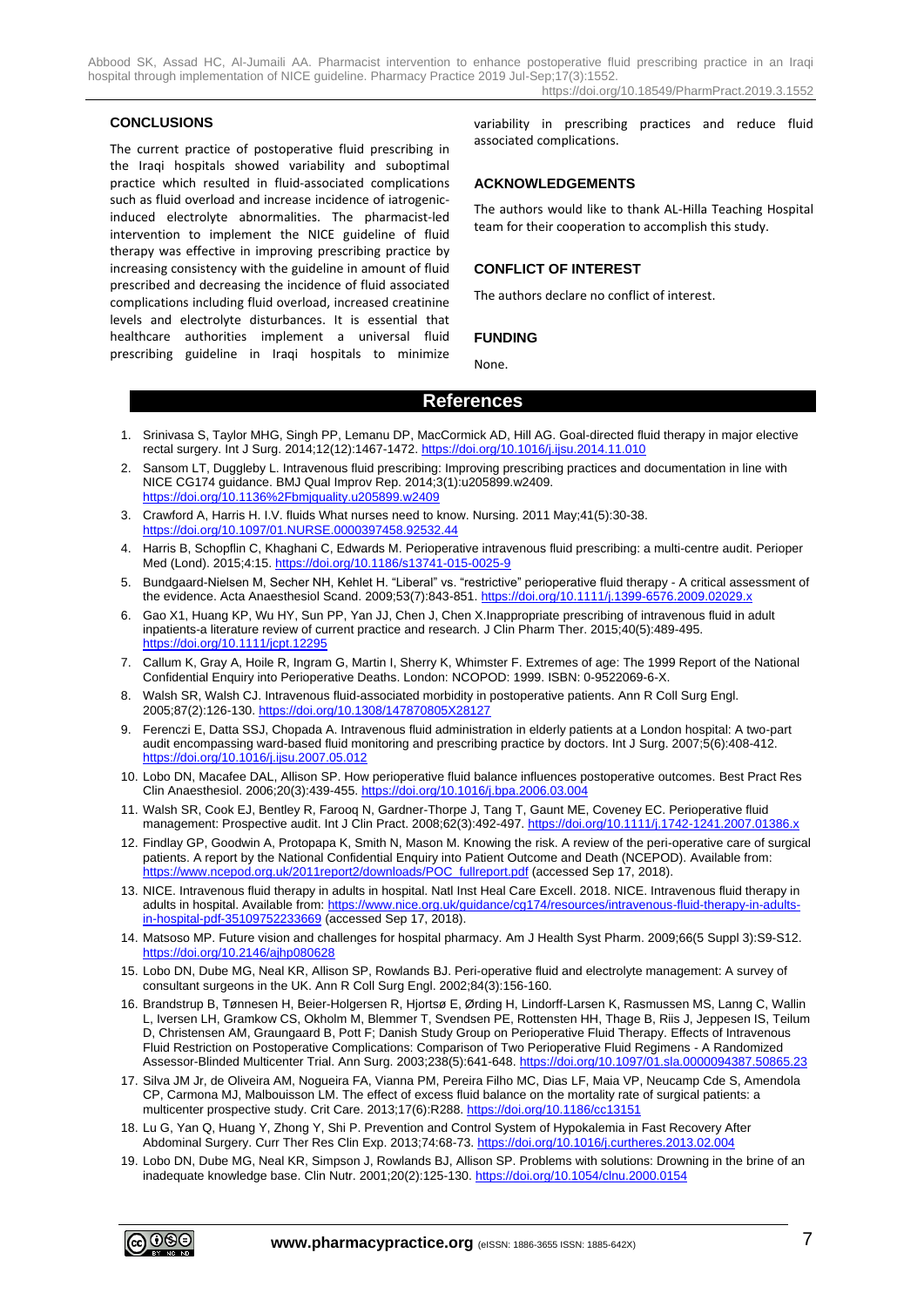## CONCLUSIONS

The current practice of postoperative fluid prescribing in the Iraqi hospitals showed variability and suboptimal practice which resulted in fluid-associated complications such as fluid overload and increase incidence of iatrogenic-induced electrolyte abnormalities. The pharmacist-led intervention to implement the NICE guideline of fluid therapy was effective in improving prescribing practice by increasing consistency with the guideline in amount of fluid prescribed and decreasing the incidence of fluid associated complications including fluid overload, increased creatinine levels and electrolyte disturbances. It is essential that healthcare authorities implement a universal fluid prescribing guideline in Iraqi hospitals to minimize variability in prescribing practices and reduce fluid associated complications.

## ACKNOWLEDGEMENTS

The authors would like to thank AL-Hilla Teaching Hospital team for their cooperation to accomplish this study.

## CONFLICT OF INTEREST

The authors declare no conflict of interest.

## FUNDING

None.

## References

1. Srinivasa S, Taylor MHG, Singh PP, Lemanu DP, MacCormick AD, Hill AG. Goal-directed fluid therapy in major elective rectal surgery. Int J Surg. 2014;12(12):1467-1472. https://doi.org/10.1016/j.ijsu.2014.11.010
2. Sansom LT, Duggleby L. Intravenous fluid prescribing: Improving prescribing practices and documentation in line with NICE CG174 guidance. BMJ Qual Improv Rep. 2014;3(1):u205899.w2409. https://doi.org/10.1136%2Fbmjquality.u205899.w2409
3. Crawford A, Harris H. I.V. fluids What nurses need to know. Nursing. 2011 May;41(5):30-38. https://doi.org/10.1097/01.NURSE.0000397458.92532.44
4. Harris B, Schopflin C, Khaghani C, Edwards M. Perioperative intravenous fluid prescribing: a multi-centre audit. Perioper Med (Lond). 2015;4:15. https://doi.org/10.1186/s13741-015-0025-9
5. Bundgaard-Nielsen M, Secher NH, Kehlet H. “Liberal” vs. “restrictive” perioperative fluid therapy - A critical assessment of the evidence. Acta Anaesthesiol Scand. 2009;53(7):843-851. https://doi.org/10.1111/j.1399-6576.2009.02029.x
6. Gao X1, Huang KP, Wu HY, Sun PP, Yan JJ, Chen J, Chen X.Inappropriate prescribing of intravenous fluid in adult inpatients-a literature review of current practice and research. J Clin Pharm Ther. 2015;40(5):489-495. https://doi.org/10.1111/jcpt.12295
7. Callum K, Gray A, Hoile R, Ingram G, Martin I, Sherry K, Whimster F. Extremes of age: The 1999 Report of the National Confidential Enquiry into Perioperative Deaths. London: NCOPOD: 1999. ISBN: 0-9522069-6-X.
8. Walsh SR, Walsh CJ. Intravenous fluid-associated morbidity in postoperative patients. Ann R Coll Surg Engl. 2005;87(2):126-130. https://doi.org/10.1308/147870805X28127
9. Ferenczi E, Datta SSJ, Chopada A. Intravenous fluid administration in elderly patients at a London hospital: A two-part audit encompassing ward-based fluid monitoring and prescribing practice by doctors. Int J Surg. 2007;5(6):408-412. https://doi.org/10.1016/j.ijsu.2007.05.012
10. Lobo DN, Macafee DAL, Allison SP. How perioperative fluid balance influences postoperative outcomes. Best Pract Res Clin Anaesthesiol. 2006;20(3):439-455. https://doi.org/10.1016/j.bpa.2006.03.004
11. Walsh SR, Cook EJ, Bentley R, Farooq N, Gardner-Thorpe J, Tang T, Gaunt ME, Coveney EC. Perioperative fluid management: Prospective audit. Int J Clin Pract. 2008;62(3):492-497. https://doi.org/10.1111/j.1742-1241.2007.01386.x
12. Findlay GP, Goodwin A, Protopapa K, Smith N, Mason M. Knowing the risk. A review of the peri-operative care of surgical patients. A report by the National Confidential Enquiry into Patient Outcome and Death (NCEPOD). Available from: https://www.ncepod.org.uk/2011report2/downloads/POC_fullreport.pdf (accessed Sep 17, 2018).
13. NICE. Intravenous fluid therapy in adults in hospital. Natl Inst Heal Care Excell. 2018. NICE. Intravenous fluid therapy in adults in hospital. Available from: https://www.nice.org.uk/guidance/cg174/resources/intravenous-fluid-therapy-in-adults-in-hospital-pdf-35109752233669 (accessed Sep 17, 2018).
14. Matsoso MP. Future vision and challenges for hospital pharmacy. Am J Health Syst Pharm. 2009;66(5 Suppl 3):S9-S12. https://doi.org/10.2146/ajhp080628
15. Lobo DN, Dube MG, Neal KR, Allison SP, Rowlands BJ. Peri-operative fluid and electrolyte management: A survey of consultant surgeons in the UK. Ann R Coll Surg Engl. 2002;84(3):156-160.
16. Brandstrup B, Tønnesen H, Beier-Holgersen R, Hjortsø E, Ørding H, Lindorff-Larsen K, Rasmussen MS, Lanng C, Wallin L, Iversen LH, Gramkow CS, Okholm M, Blemmer T, Svendsen PE, Rottensten HH, Thage B, Riis J, Jeppesen IS, Teilum D, Christensen AM, Graungaard B, Pott F; Danish Study Group on Perioperative Fluid Therapy. Effects of Intravenous Fluid Restriction on Postoperative Complications: Comparison of Two Perioperative Fluid Regimens - A Randomized Assessor-Blinded Multicenter Trial. Ann Surg. 2003;238(5):641-648. https://doi.org/10.1097/01.sla.0000094387.50865.23
17. Silva JM Jr, de Oliveira AM, Nogueira FA, Vianna PM, Pereira Filho MC, Dias LF, Maia VP, Neucamp Cde S, Amendola CP, Carmona MJ, Malbouisson LM. The effect of excess fluid balance on the mortality rate of surgical patients: a multicenter prospective study. Crit Care. 2013;17(6):R288. https://doi.org/10.1186/cc13151
18. Lu G, Yan Q, Huang Y, Zhong Y, Shi P. Prevention and Control System of Hypokalemia in Fast Recovery After Abdominal Surgery. Curr Ther Res Clin Exp. 2013;74:68-73. https://doi.org/10.1016/j.curtheres.2013.02.004
19. Lobo DN, Dube MG, Neal KR, Simpson J, Rowlands BJ, Allison SP. Problems with solutions: Drowning in the brine of an inadequate knowledge base. Clin Nutr. 2001;20(2):125-130. https://doi.org/10.1054/clnu.2000.0154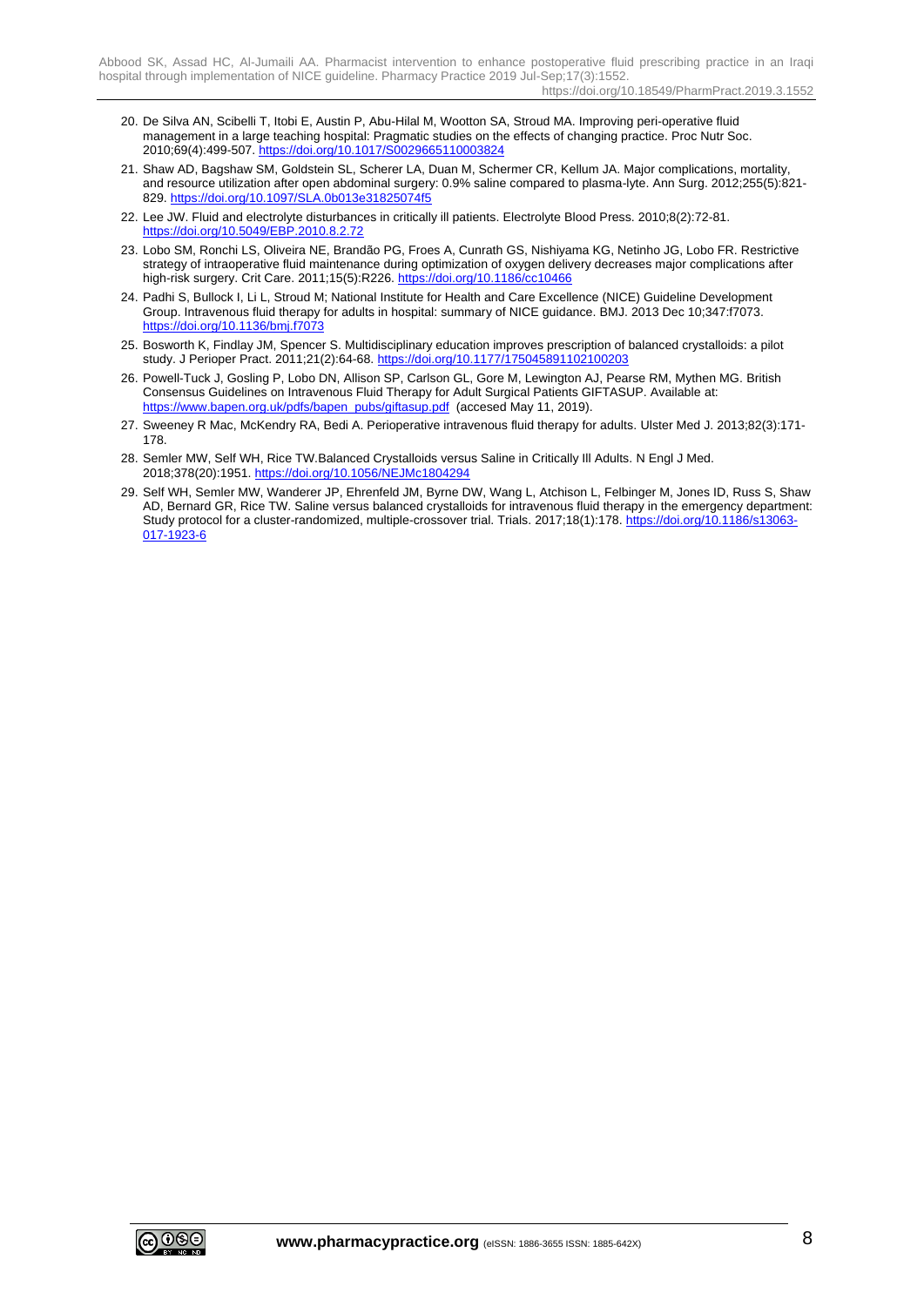20. De Silva AN, Scibelli T, Itobi E, Austin P, Abu-Hilal M, Wootton SA, Stroud MA. Improving peri-operative fluid management in a large teaching hospital: Pragmatic studies on the effects of changing practice. Proc Nutr Soc. 2010;69(4):499-507. https://doi.org/10.1017/S0029665110003824
21. Shaw AD, Bagshaw SM, Goldstein SL, Scherer LA, Duan M, Schermer CR, Kellum JA. Major complications, mortality, and resource utilization after open abdominal surgery: 0.9% saline compared to plasma-lyte. Ann Surg. 2012;255(5):821-829. https://doi.org/10.1097/SLA.0b013e31825074f5
22. Lee JW. Fluid and electrolyte disturbances in critically ill patients. Electrolyte Blood Press. 2010;8(2):72-81. https://doi.org/10.5049/EBP.2010.8.2.72
23. Lobo SM, Ronchi LS, Oliveira NE, Brandão PG, Froes A, Cunrath GS, Nishiyama KG, Netinho JG, Lobo FR. Restrictive strategy of intraoperative fluid maintenance during optimization of oxygen delivery decreases major complications after high-risk surgery. Crit Care. 2011;15(5):R226. https://doi.org/10.1186/cc10466
24. Padhi S, Bullock I, Li L, Stroud M; National Institute for Health and Care Excellence (NICE) Guideline Development Group. Intravenous fluid therapy for adults in hospital: summary of NICE guidance. BMJ. 2013 Dec 10;347:f7073. https://doi.org/10.1136/bmj.f7073
25. Bosworth K, Findlay JM, Spencer S. Multidisciplinary education improves prescription of balanced crystalloids: a pilot study. J Perioper Pract. 2011;21(2):64-68. https://doi.org/10.1177/175045891102100203
26. Powell-Tuck J, Gosling P, Lobo DN, Allison SP, Carlson GL, Gore M, Lewington AJ, Pearse RM, Mythen MG. British Consensus Guidelines on Intravenous Fluid Therapy for Adult Surgical Patients GIFTASUP. Available at: https://www.bapen.org.uk/pdfs/bapen_pubs/giftasup.pdf (accesed May 11, 2019).
27. Sweeney R Mac, McKendry RA, Bedi A. Perioperative intravenous fluid therapy for adults. Ulster Med J. 2013;82(3):171-178.
28. Semler MW, Self WH, Rice TW.Balanced Crystalloids versus Saline in Critically Ill Adults. N Engl J Med. 2018;378(20):1951. https://doi.org/10.1056/NEJMc1804294
29. Self WH, Semler MW, Wanderer JP, Ehrenfeld JM, Byrne DW, Wang L, Atchison L, Felbinger M, Jones ID, Russ S, Shaw AD, Bernard GR, Rice TW. Saline versus balanced crystalloids for intravenous fluid therapy in the emergency department: Study protocol for a cluster-randomized, multiple-crossover trial. Trials. 2017;18(1):178. https://doi.org/10.1186/s13063-017-1923-6